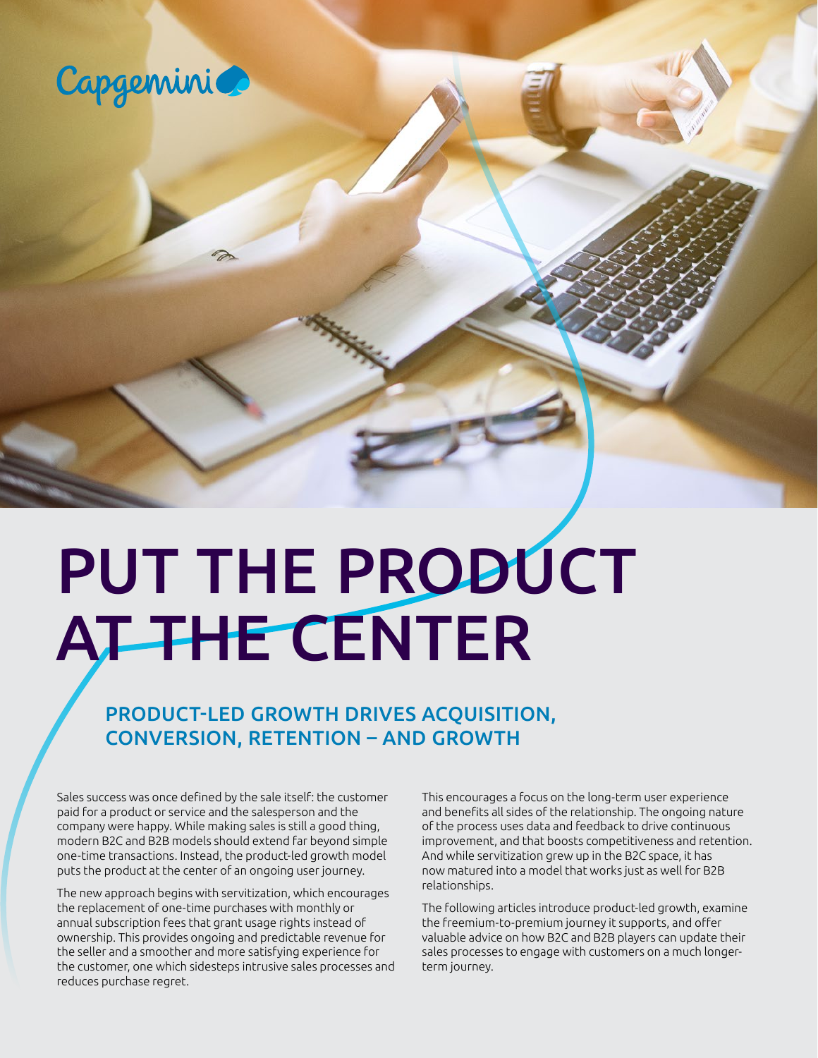# PUT THE PRODUCT AT THE CENTER

## PRODUCT-LED GROWTH DRIVES ACQUISITION, CONVERSION, RETENTION – AND GROWTH

Sales success was once defined by the sale itself: the customer paid for a product or service and the salesperson and the company were happy. While making sales is still a good thing, modern B2C and B2B models should extend far beyond simple one-time transactions. Instead, the product-led growth model puts the product at the center of an ongoing user journey.

The new approach begins with servitization, which encourages the replacement of one-time purchases with monthly or annual subscription fees that grant usage rights instead of ownership. This provides ongoing and predictable revenue for the seller and a smoother and more satisfying experience for the customer, one which sidesteps intrusive sales processes and reduces purchase regret.

This encourages a focus on the long-term user experience and benefits all sides of the relationship. The ongoing nature of the process uses data and feedback to drive continuous improvement, and that boosts competitiveness and retention. And while servitization grew up in the B2C space, it has now matured into a model that works just as well for B2B relationships.

The following articles introduce product-led growth, examine the freemium-to-premium journey it supports, and offer valuable advice on how B2C and B2B players can update their sales processes to engage with customers on a much longer-term journey.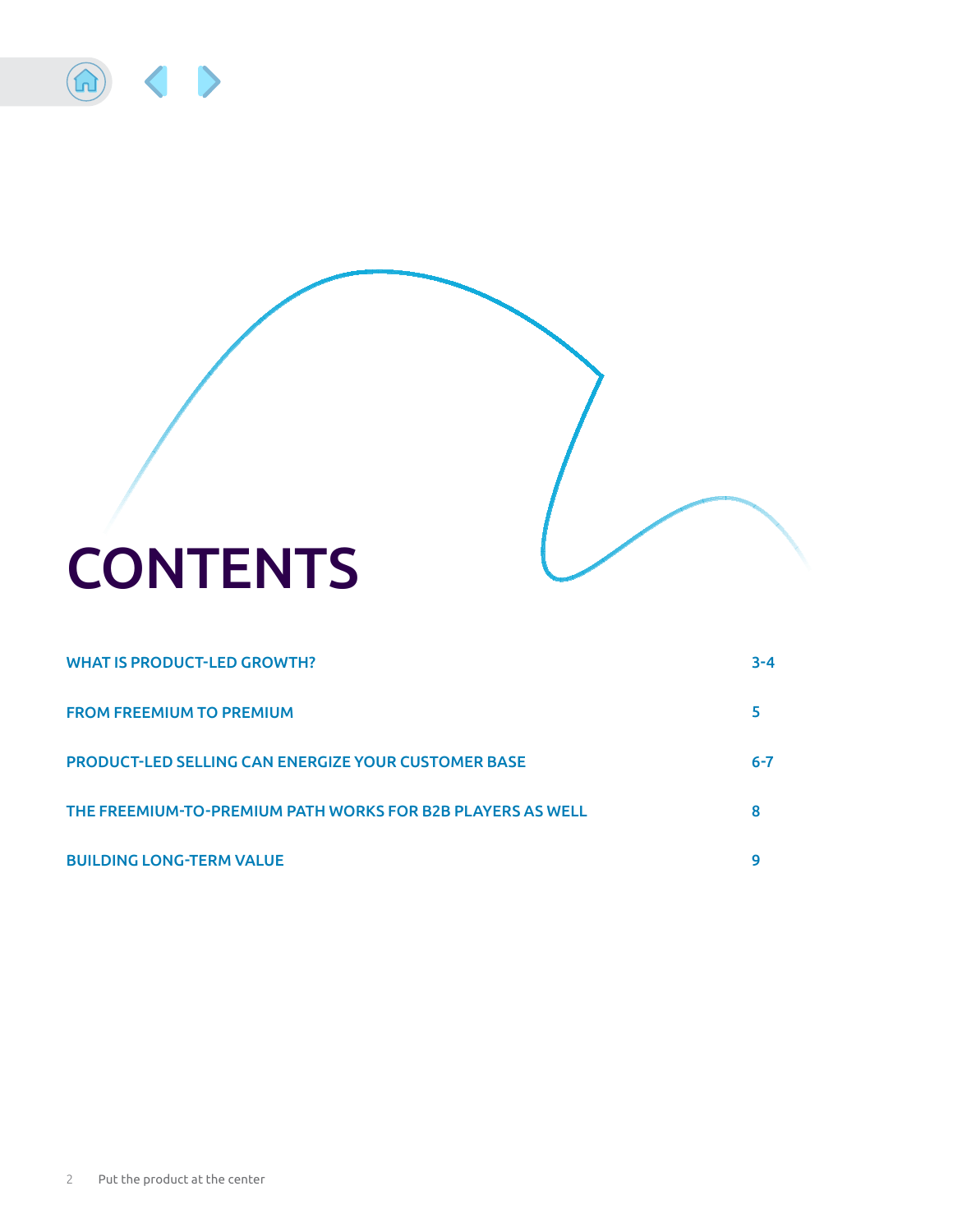# CONTENTS

| | |
|---|---|
| WHAT IS PRODUCT-LED GROWTH? | 3-4 |
| FROM FREEMIUM TO PREMIUM | 5 |
| PRODUCT-LED SELLING CAN ENERGIZE YOUR CUSTOMER BASE | 6-7 |
| THE FREEMIUM-TO-PREMIUM PATH WORKS FOR B2B PLAYERS AS WELL | 8 |
| BUILDING LONG-TERM VALUE | 9 |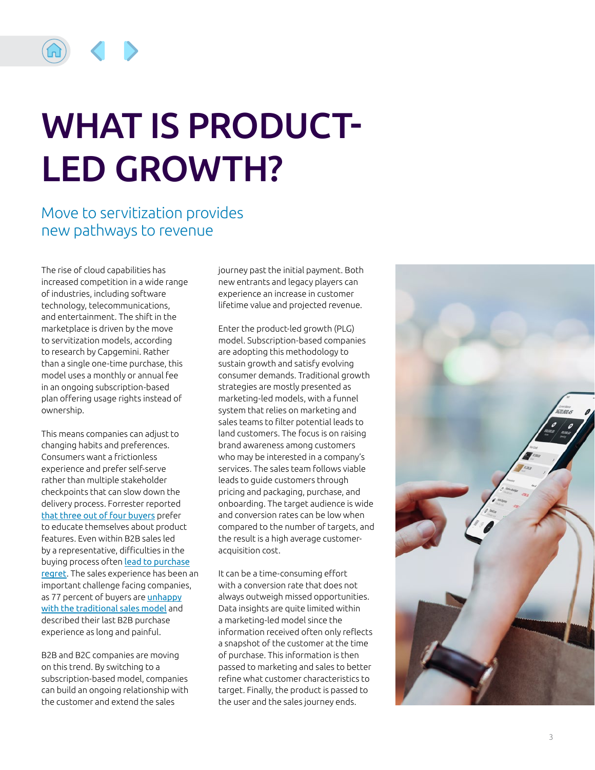# WHAT IS PRODUCT-LED GROWTH?

## Move to servitization provides new pathways to revenue

The rise of cloud capabilities has increased competition in a wide range of industries, including software technology, telecommunications, and entertainment. The shift in the marketplace is driven by the move to servitization models, according to research by Capgemini. Rather than a single one-time purchase, this model uses a monthly or annual fee in an ongoing subscription-based plan offering usage rights instead of ownership.

This means companies can adjust to changing habits and preferences. Consumers want a frictionless experience and prefer self-serve rather than multiple stakeholder checkpoints that can slow down the delivery process. Forrester reported that three out of four buyers prefer to educate themselves about product features. Even within B2B sales led by a representative, difficulties in the buying process often lead to purchase regret. The sales experience has been an important challenge facing companies, as 77 percent of buyers are unhappy with the traditional sales model and described their last B2B purchase experience as long and painful.

B2B and B2C companies are moving on this trend. By switching to a subscription-based model, companies can build an ongoing relationship with the customer and extend the sales journey past the initial payment. Both new entrants and legacy players can experience an increase in customer lifetime value and projected revenue.

Enter the product-led growth (PLG) model. Subscription-based companies are adopting this methodology to sustain growth and satisfy evolving consumer demands. Traditional growth strategies are mostly presented as marketing-led models, with a funnel system that relies on marketing and sales teams to filter potential leads to land customers. The focus is on raising brand awareness among customers who may be interested in a company's services. The sales team follows viable leads to guide customers through pricing and packaging, purchase, and onboarding. The target audience is wide and conversion rates can be low when compared to the number of targets, and the result is a high average customer-acquisition cost.

It can be a time-consuming effort with a conversion rate that does not always outweigh missed opportunities. Data insights are quite limited within a marketing-led model since the information received often only reflects a snapshot of the customer at the time of purchase. This information is then passed to marketing and sales to better refine what customer characteristics to target. Finally, the product is passed to the user and the sales journey ends.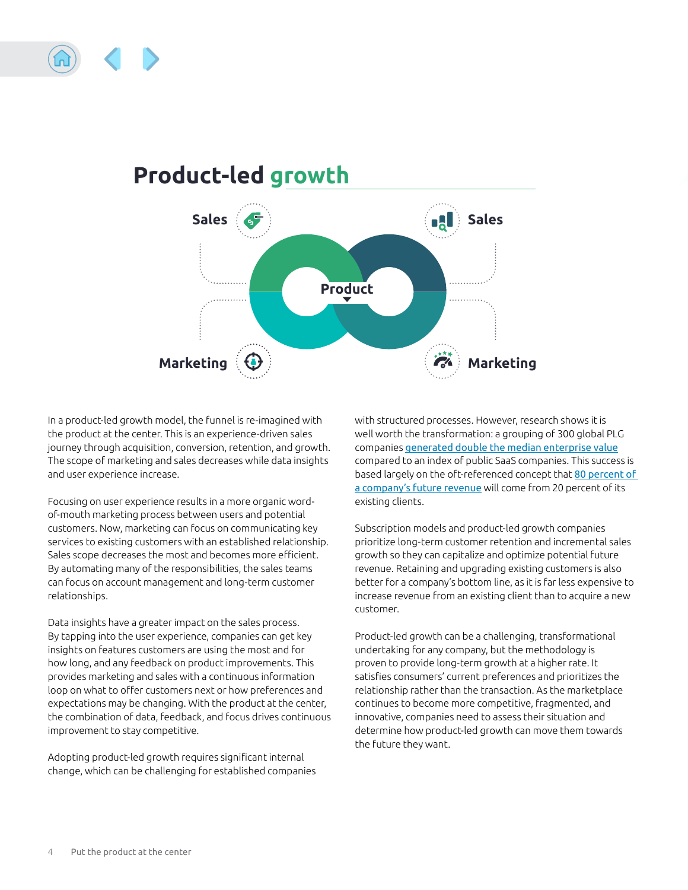## Product-led growth

Sales

Sales

Product

Marketing

Marketing

In a product-led growth model, the funnel is re-imagined with the product at the center. This is an experience-driven sales journey through acquisition, conversion, retention, and growth. The scope of marketing and sales decreases while data insights and user experience increase.

Focusing on user experience results in a more organic word-of-mouth marketing process between users and potential customers. Now, marketing can focus on communicating key services to existing customers with an established relationship. Sales scope decreases the most and becomes more efficient. By automating many of the responsibilities, the sales teams can focus on account management and long-term customer relationships.

Data insights have a greater impact on the sales process. By tapping into the user experience, companies can get key insights on features customers are using the most and for how long, and any feedback on product improvements. This provides marketing and sales with a continuous information loop on what to offer customers next or how preferences and expectations may be changing. With the product at the center, the combination of data, feedback, and focus drives continuous improvement to stay competitive.

Adopting product-led growth requires significant internal change, which can be challenging for established companies with structured processes. However, research shows it is well worth the transformation: a grouping of 300 global PLG companies generated double the median enterprise value compared to an index of public SaaS companies. This success is based largely on the oft-referenced concept that 80 percent of a company's future revenue will come from 20 percent of its existing clients.

Subscription models and product-led growth companies prioritize long-term customer retention and incremental sales growth so they can capitalize and optimize potential future revenue. Retaining and upgrading existing customers is also better for a company's bottom line, as it is far less expensive to increase revenue from an existing client than to acquire a new customer.

Product-led growth can be a challenging, transformational undertaking for any company, but the methodology is proven to provide long-term growth at a higher rate. It satisfies consumers' current preferences and prioritizes the relationship rather than the transaction. As the marketplace continues to become more competitive, fragmented, and innovative, companies need to assess their situation and determine how product-led growth can move them towards the future they want.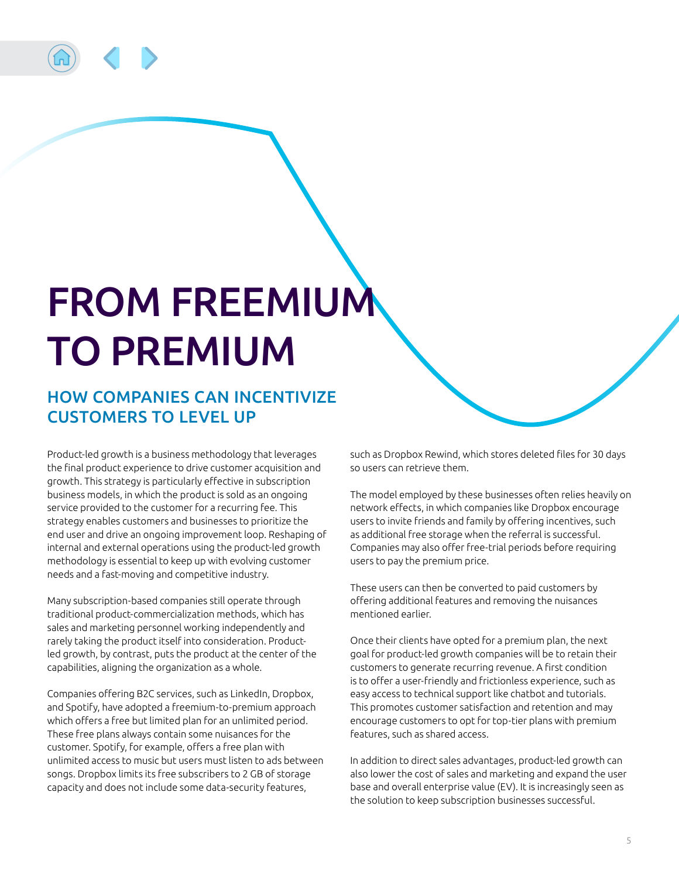# FROM FREEMIUM TO PREMIUM

## HOW COMPANIES CAN INCENTIVIZE CUSTOMERS TO LEVEL UP

Product-led growth is a business methodology that leverages the final product experience to drive customer acquisition and growth. This strategy is particularly effective in subscription business models, in which the product is sold as an ongoing service provided to the customer for a recurring fee. This strategy enables customers and businesses to prioritize the end user and drive an ongoing improvement loop. Reshaping of internal and external operations using the product-led growth methodology is essential to keep up with evolving customer needs and a fast-moving and competitive industry.

Many subscription-based companies still operate through traditional product-commercialization methods, which has sales and marketing personnel working independently and rarely taking the product itself into consideration. Product-led growth, by contrast, puts the product at the center of the capabilities, aligning the organization as a whole.

Companies offering B2C services, such as LinkedIn, Dropbox, and Spotify, have adopted a freemium-to-premium approach which offers a free but limited plan for an unlimited period. These free plans always contain some nuisances for the customer. Spotify, for example, offers a free plan with unlimited access to music but users must listen to ads between songs. Dropbox limits its free subscribers to 2 GB of storage capacity and does not include some data-security features, such as Dropbox Rewind, which stores deleted files for 30 days so users can retrieve them.

The model employed by these businesses often relies heavily on network effects, in which companies like Dropbox encourage users to invite friends and family by offering incentives, such as additional free storage when the referral is successful. Companies may also offer free-trial periods before requiring users to pay the premium price.

These users can then be converted to paid customers by offering additional features and removing the nuisances mentioned earlier.

Once their clients have opted for a premium plan, the next goal for product-led growth companies will be to retain their customers to generate recurring revenue. A first condition is to offer a user-friendly and frictionless experience, such as easy access to technical support like chatbot and tutorials. This promotes customer satisfaction and retention and may encourage customers to opt for top-tier plans with premium features, such as shared access.

In addition to direct sales advantages, product-led growth can also lower the cost of sales and marketing and expand the user base and overall enterprise value (EV). It is increasingly seen as the solution to keep subscription businesses successful.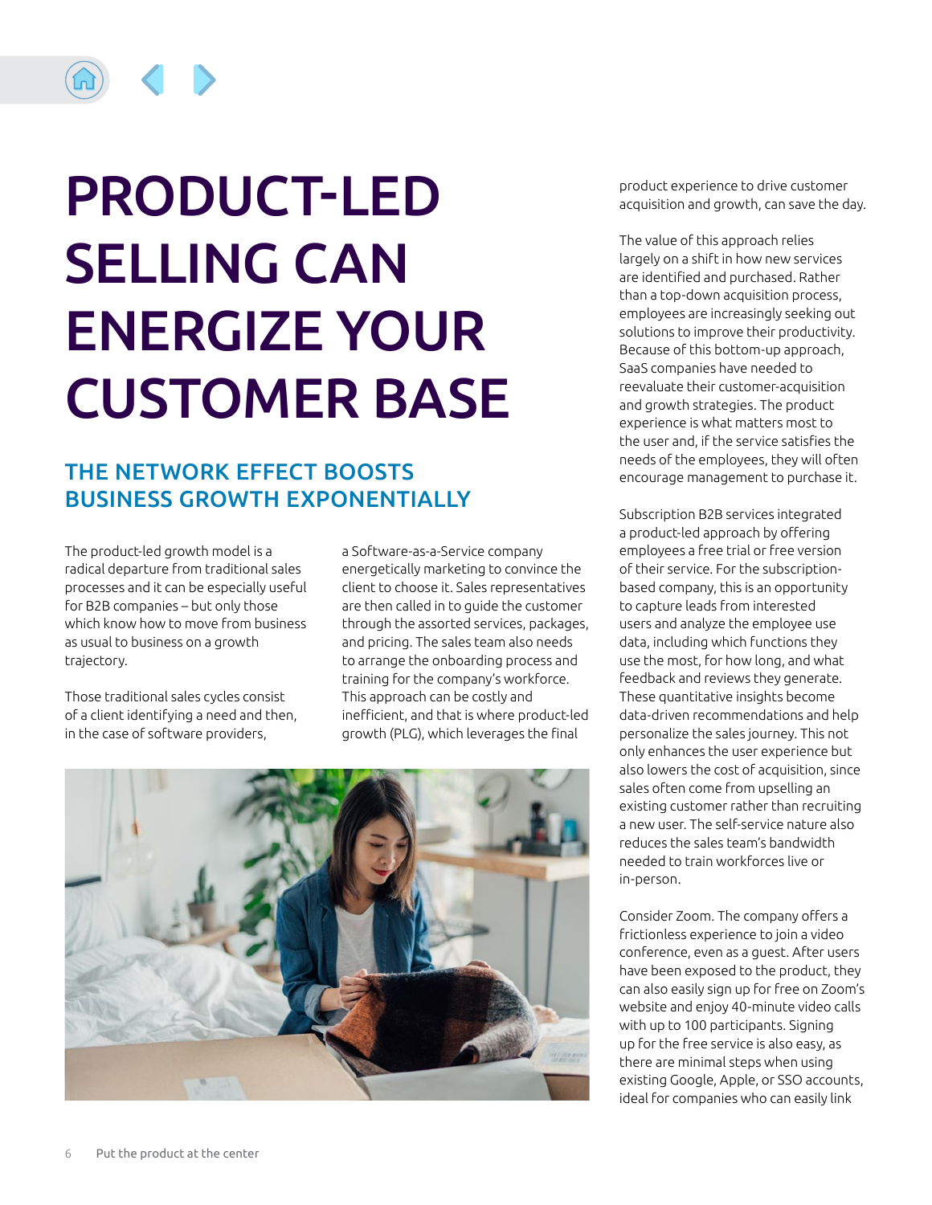# PRODUCT-LED SELLING CAN ENERGIZE YOUR CUSTOMER BASE

## THE NETWORK EFFECT BOOSTS BUSINESS GROWTH EXPONENTIALLY

The product-led growth model is a radical departure from traditional sales processes and it can be especially useful for B2B companies – but only those which know how to move from business as usual to business on a growth trajectory.

Those traditional sales cycles consist of a client identifying a need and then, in the case of software providers, a Software-as-a-Service company energetically marketing to convince the client to choose it. Sales representatives are then called in to guide the customer through the assorted services, packages, and pricing. The sales team also needs to arrange the onboarding process and training for the company's workforce. This approach can be costly and inefficient, and that is where product-led growth (PLG), which leverages the final product experience to drive customer acquisition and growth, can save the day.

The value of this approach relies largely on a shift in how new services are identified and purchased. Rather than a top-down acquisition process, employees are increasingly seeking out solutions to improve their productivity. Because of this bottom-up approach, SaaS companies have needed to reevaluate their customer-acquisition and growth strategies. The product experience is what matters most to the user and, if the service satisfies the needs of the employees, they will often encourage management to purchase it.

Subscription B2B services integrated a product-led approach by offering employees a free trial or free version of their service. For the subscription-based company, this is an opportunity to capture leads from interested users and analyze the employee use data, including which functions they use the most, for how long, and what feedback and reviews they generate. These quantitative insights become data-driven recommendations and help personalize the sales journey. This not only enhances the user experience but also lowers the cost of acquisition, since sales often come from upselling an existing customer rather than recruiting a new user. The self-service nature also reduces the sales team's bandwidth needed to train workforces live or in-person.

Consider Zoom. The company offers a frictionless experience to join a video conference, even as a guest. After users have been exposed to the product, they can also easily sign up for free on Zoom's website and enjoy 40-minute video calls with up to 100 participants. Signing up for the free service is also easy, as there are minimal steps when using existing Google, Apple, or SSO accounts, ideal for companies who can easily link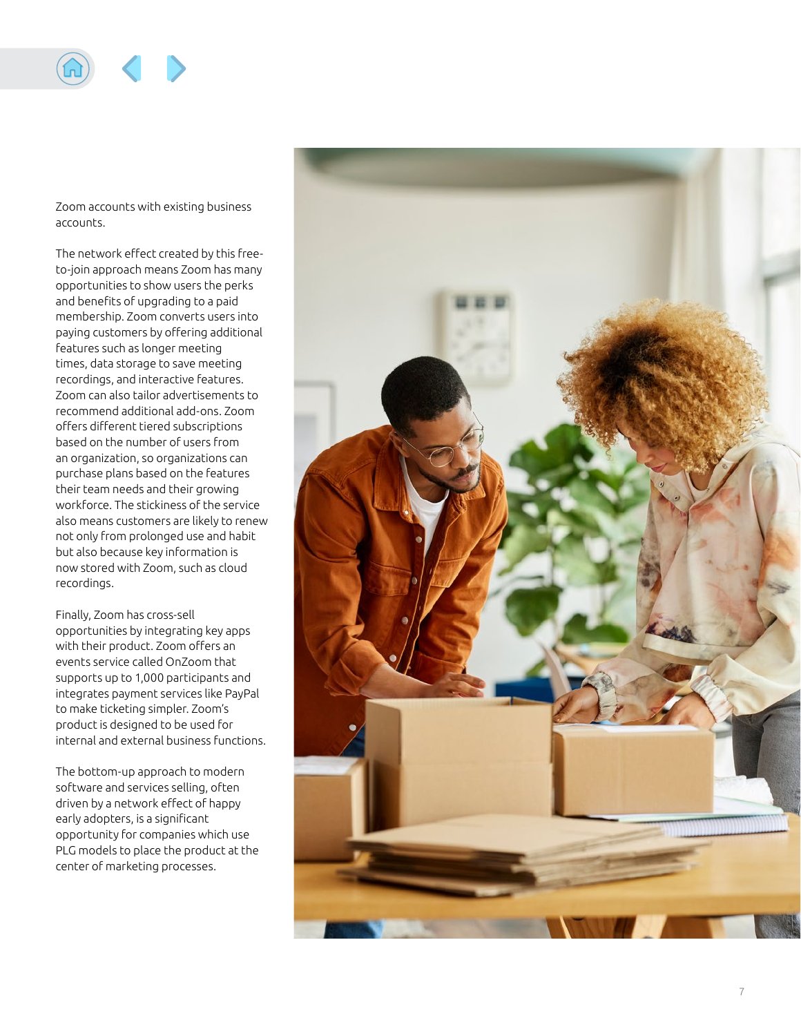Zoom accounts with existing business accounts.

The network effect created by this free-to-join approach means Zoom has many opportunities to show users the perks and benefits of upgrading to a paid membership. Zoom converts users into paying customers by offering additional features such as longer meeting times, data storage to save meeting recordings, and interactive features. Zoom can also tailor advertisements to recommend additional add-ons. Zoom offers different tiered subscriptions based on the number of users from an organization, so organizations can purchase plans based on the features their team needs and their growing workforce. The stickiness of the service also means customers are likely to renew not only from prolonged use and habit but also because key information is now stored with Zoom, such as cloud recordings.

Finally, Zoom has cross-sell opportunities by integrating key apps with their product. Zoom offers an events service called OnZoom that supports up to 1,000 participants and integrates payment services like PayPal to make ticketing simpler. Zoom's product is designed to be used for internal and external business functions.

The bottom-up approach to modern software and services selling, often driven by a network effect of happy early adopters, is a significant opportunity for companies which use PLG models to place the product at the center of marketing processes.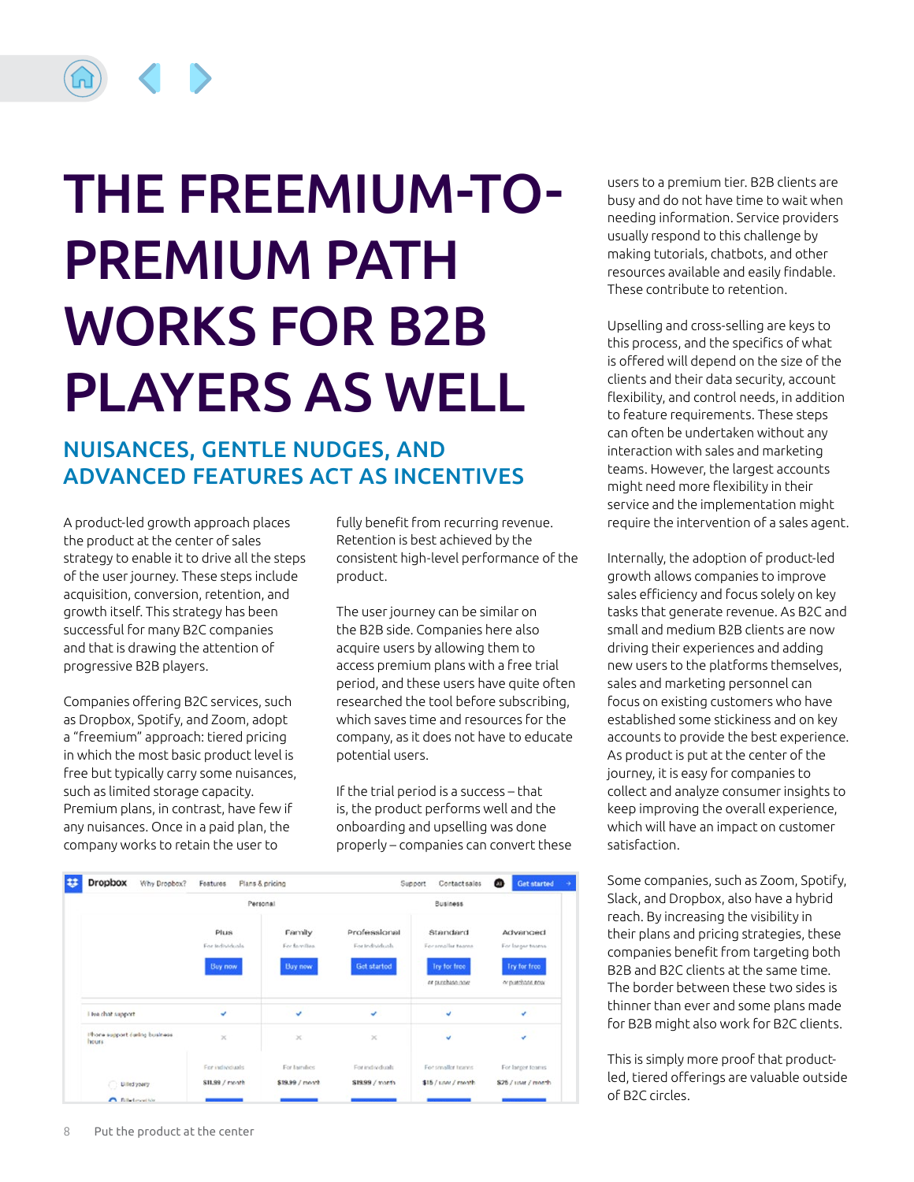# THE FREEMIUM-TO-PREMIUM PATH WORKS FOR B2B PLAYERS AS WELL

## NUISANCES, GENTLE NUDGES, AND ADVANCED FEATURES ACT AS INCENTIVES

A product-led growth approach places the product at the center of sales strategy to enable it to drive all the steps of the user journey. These steps include acquisition, conversion, retention, and growth itself. This strategy has been successful for many B2C companies and that is drawing the attention of progressive B2B players.

Companies offering B2C services, such as Dropbox, Spotify, and Zoom, adopt a "freemium" approach: tiered pricing in which the most basic product level is free but typically carry some nuisances, such as limited storage capacity. Premium plans, in contrast, have few if any nuisances. Once in a paid plan, the company works to retain the user to fully benefit from recurring revenue. Retention is best achieved by the consistent high-level performance of the product.

The user journey can be similar on the B2B side. Companies here also acquire users by allowing them to access premium plans with a free trial period, and these users have quite often researched the tool before subscribing, which saves time and resources for the company, as it does not have to educate potential users.

If the trial period is a success – that is, the product performs well and the onboarding and upselling was done properly – companies can convert these users to a premium tier. B2B clients are busy and do not have time to wait when needing information. Service providers usually respond to this challenge by making tutorials, chatbots, and other resources available and easily findable. These contribute to retention.

Upselling and cross-selling are keys to this process, and the specifics of what is offered will depend on the size of the clients and their data security, account flexibility, and control needs, in addition to feature requirements. These steps can often be undertaken without any interaction with sales and marketing teams. However, the largest accounts might need more flexibility in their service and the implementation might require the intervention of a sales agent.

Internally, the adoption of product-led growth allows companies to improve sales efficiency and focus solely on key tasks that generate revenue. As B2C and small and medium B2B clients are now driving their experiences and adding new users to the platforms themselves, sales and marketing personnel can focus on existing customers who have established some stickiness and on key accounts to provide the best experience. As product is put at the center of the journey, it is easy for companies to collect and analyze consumer insights to keep improving the overall experience, which will have an impact on customer satisfaction.

Some companies, such as Zoom, Spotify, Slack, and Dropbox, also have a hybrid reach. By increasing the visibility in their plans and pricing strategies, these companies benefit from targeting both B2B and B2C clients at the same time. The border between these two sides is thinner than ever and some plans made for B2B might also work for B2C clients.

This is simply more proof that product-led, tiered offerings are valuable outside of B2C circles.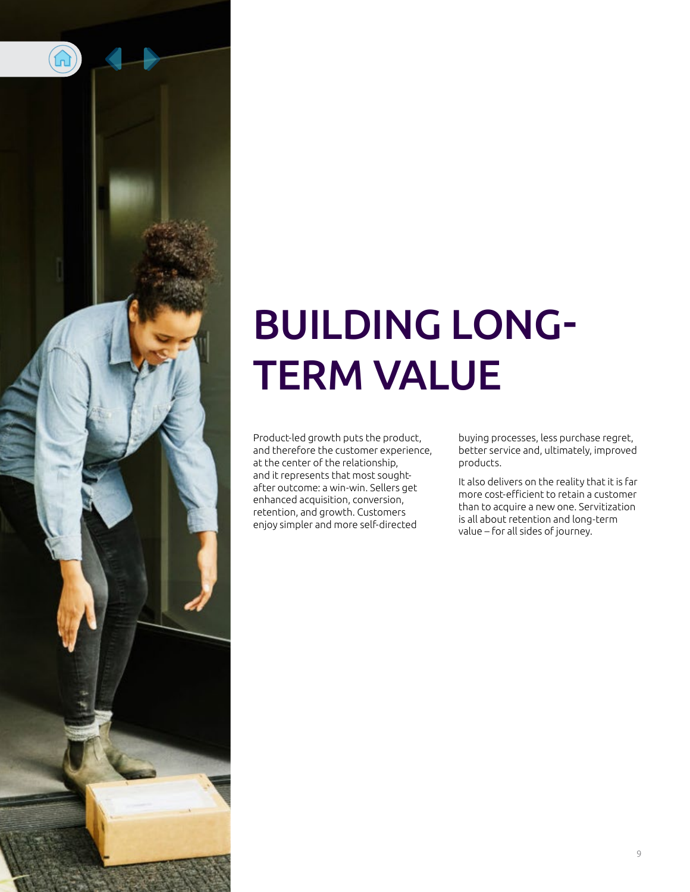# BUILDING LONG-TERM VALUE

Product-led growth puts the product, and therefore the customer experience, at the center of the relationship, and it represents that most sought-after outcome: a win-win. Sellers get enhanced acquisition, conversion, retention, and growth. Customers enjoy simpler and more self-directed buying processes, less purchase regret, better service and, ultimately, improved products.

It also delivers on the reality that it is far more cost-efficient to retain a customer than to acquire a new one. Servitization is all about retention and long-term value – for all sides of journey.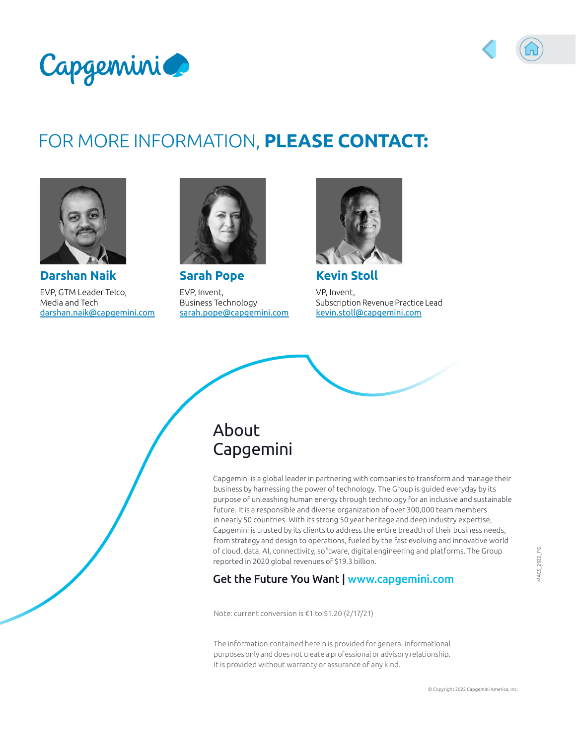Capgemini

# FOR MORE INFORMATION, **PLEASE CONTACT:**

**Darshan Naik**
EVP, GTM Leader Telco, Media and Tech
darshan.naik@capgemini.com

**Sarah Pope**
EVP, Invent, Business Technology
sarah.pope@capgemini.com

**Kevin Stoll**
VP, Invent, Subscription Revenue Practice Lead
kevin.stoll@capgemini.com

## About Capgemini

Capgemini is a global leader in partnering with companies to transform and manage their business by harnessing the power of technology. The Group is guided everyday by its purpose of unleashing human energy through technology for an inclusive and sustainable future. It is a responsible and diverse organization of over 300,000 team members in nearly 50 countries. With its strong 50 year heritage and deep industry expertise, Capgemini is trusted by its clients to address the entire breadth of their business needs, from strategy and design to operations, fueled by the fast evolving and innovative world of cloud, data, AI, connectivity, software, digital engineering and platforms. The Group reported in 2020 global revenues of $19.3 billion.

**Get the Future You Want | www.capgemini.com**

Note: current conversion is €1 to $1.20 (2/17/21)

The information contained herein is provided for general informational purposes only and does not create a professional or advisory relationship. It is provided without warranty or assurance of any kind.

MACS_2022_PG

© Copyright 2022 Capgemini America, Inc.